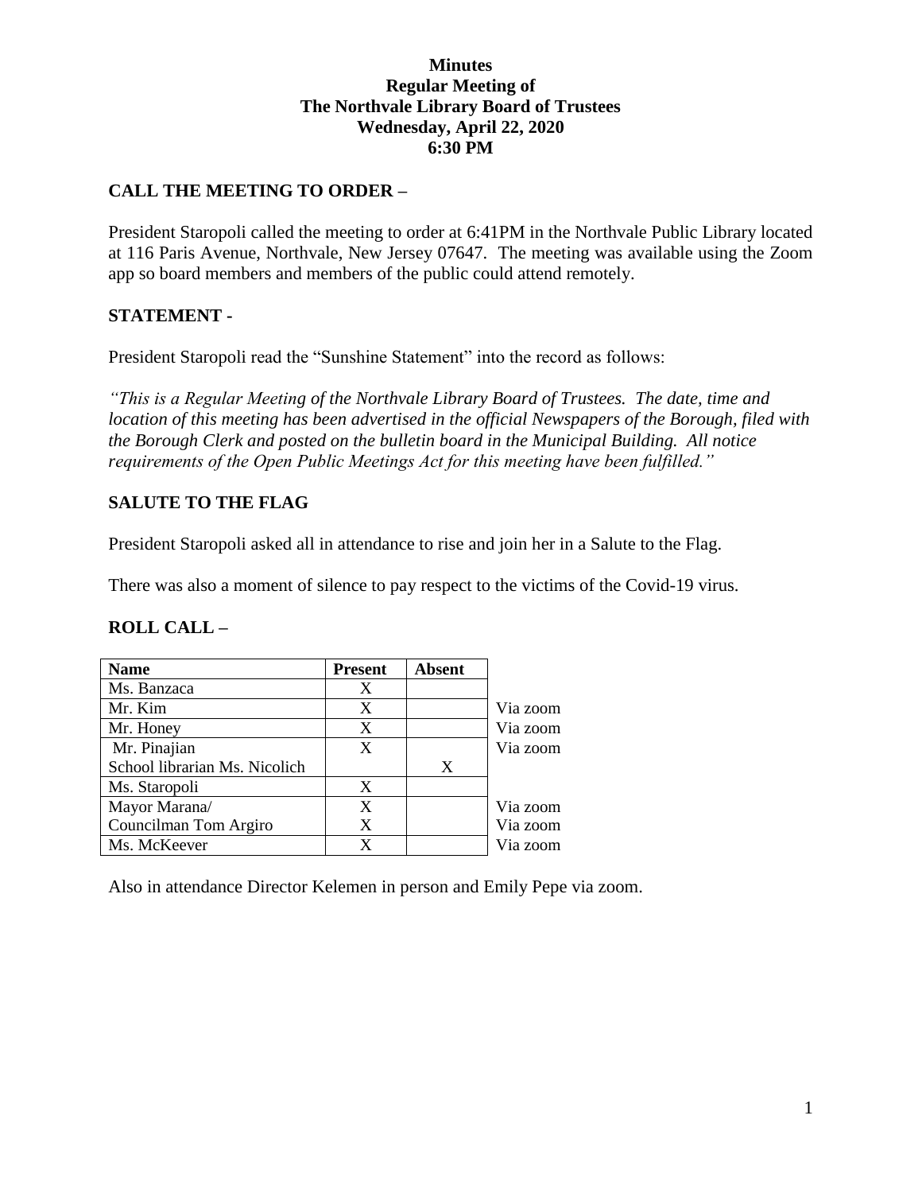# Minutes
## Regular Meeting of
## The Northvale Library Board of Trustees
## Wednesday, April 22, 2020
## 6:30 PM

### CALL THE MEETING TO ORDER –

President Staropoli called the meeting to order at 6:41PM in the Northvale Public Library located at 116 Paris Avenue, Northvale, New Jersey 07647. The meeting was available using the Zoom app so board members and members of the public could attend remotely.

### STATEMENT -

President Staropoli read the "Sunshine Statement" into the record as follows:

*"This is a Regular Meeting of the Northvale Library Board of Trustees. The date, time and location of this meeting has been advertised in the official Newspapers of the Borough, filed with the Borough Clerk and posted on the bulletin board in the Municipal Building. All notice requirements of the Open Public Meetings Act for this meeting have been fulfilled."*

### SALUTE TO THE FLAG

President Staropoli asked all in attendance to rise and join her in a Salute to the Flag.

There was also a moment of silence to pay respect to the victims of the Covid-19 virus.

### ROLL CALL –

| Name | Present | Absent | |
|---|---|---|---|
| Ms. Banzaca | X | | |
| Mr. Kim | X | | Via zoom |
| Mr. Honey | X | | Via zoom |
| Mr. Pinajian | X | | Via zoom |
| School librarian Ms. Nicolich | | X | |
| Ms. Staropoli | X | | |
| Mayor Marana/ | X | | Via zoom |
| Councilman Tom Argiro | X | | Via zoom |
| Ms. McKeever | X | | Via zoom |

Also in attendance Director Kelemen in person and Emily Pepe via zoom.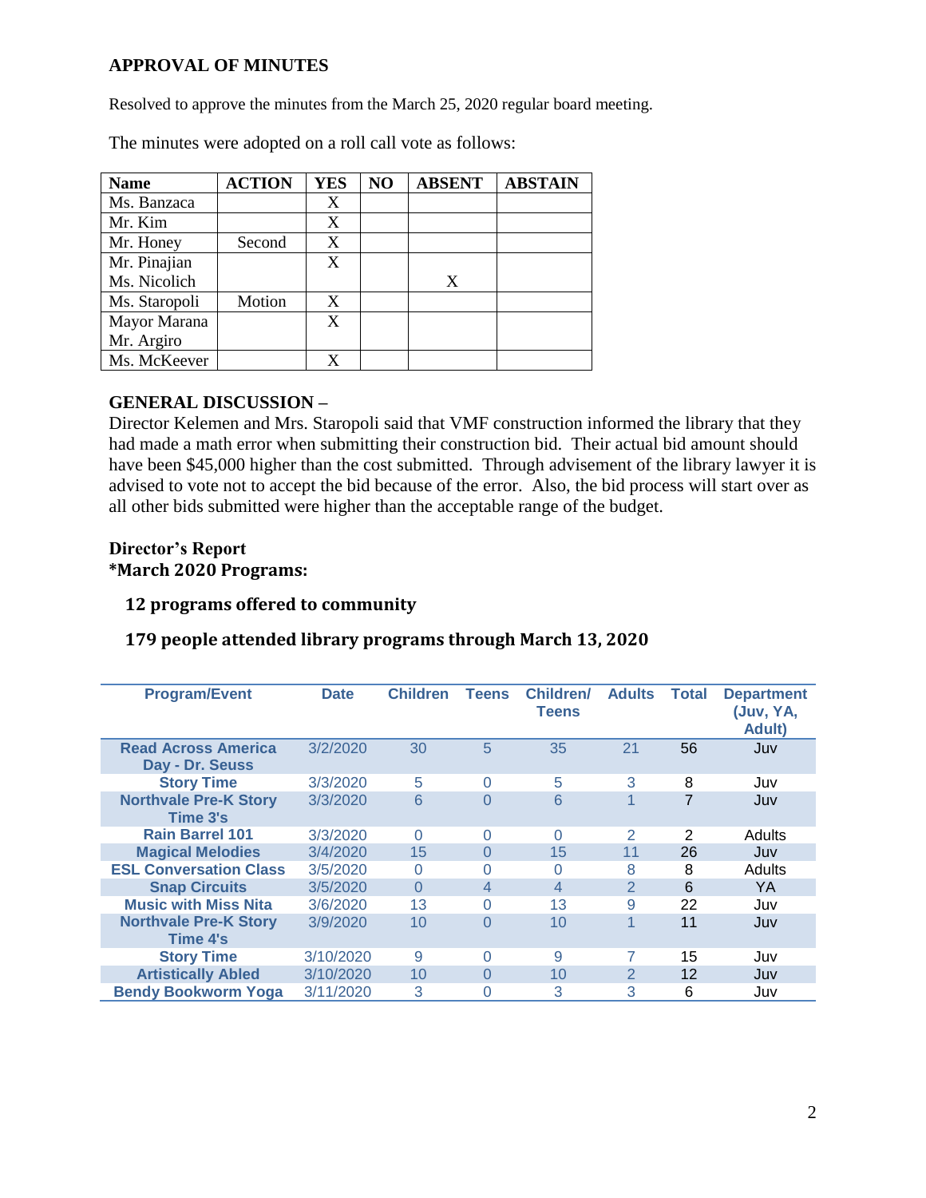## APPROVAL OF MINUTES

Resolved to approve the minutes from the March 25, 2020 regular board meeting.

The minutes were adopted on a roll call vote as follows:

| Name | ACTION | YES | NO | ABSENT | ABSTAIN |
|---|---|---|---|---|---|
| Ms. Banzaca | | X | | | |
| Mr. Kim | | X | | | |
| Mr. Honey | Second | X | | | |
| Mr. Pinajian | | X | | | |
| Ms. Nicolich | | | | X | |
| Ms. Staropoli | Motion | X | | | |
| Mayor Marana | | X | | | |
| Mr. Argiro | | | | | |
| Ms. McKeever | | X | | | |

## GENERAL DISCUSSION –

Director Kelemen and Mrs. Staropoli said that VMF construction informed the library that they had made a math error when submitting their construction bid. Their actual bid amount should have been $45,000 higher than the cost submitted. Through advisement of the library lawyer it is advised to vote not to accept the bid because of the error. Also, the bid process will start over as all other bids submitted were higher than the acceptable range of the budget.

## Director's Report

### *March 2020 Programs:

**12 programs offered to community**

**179 people attended library programs through March 13, 2020**

| Program/Event | Date | Children | Teens | Children/ Teens | Adults | Total | Department (Juv, YA, Adult) |
|---|---|---|---|---|---|---|---|
| Read Across America Day - Dr. Seuss | 3/2/2020 | 30 | 5 | 35 | 21 | 56 | Juv |
| Story Time | 3/3/2020 | 5 | 0 | 5 | 3 | 8 | Juv |
| Northvale Pre-K Story Time 3's | 3/3/2020 | 6 | 0 | 6 | 1 | 7 | Juv |
| Rain Barrel 101 | 3/3/2020 | 0 | 0 | 0 | 2 | 2 | Adults |
| Magical Melodies | 3/4/2020 | 15 | 0 | 15 | 11 | 26 | Juv |
| ESL Conversation Class | 3/5/2020 | 0 | 0 | 0 | 8 | 8 | Adults |
| Snap Circuits | 3/5/2020 | 0 | 4 | 4 | 2 | 6 | YA |
| Music with Miss Nita | 3/6/2020 | 13 | 0 | 13 | 9 | 22 | Juv |
| Northvale Pre-K Story Time 4's | 3/9/2020 | 10 | 0 | 10 | 1 | 11 | Juv |
| Story Time | 3/10/2020 | 9 | 0 | 9 | 7 | 15 | Juv |
| Artistically Abled | 3/10/2020 | 10 | 0 | 10 | 2 | 12 | Juv |
| Bendy Bookworm Yoga | 3/11/2020 | 3 | 0 | 3 | 3 | 6 | Juv |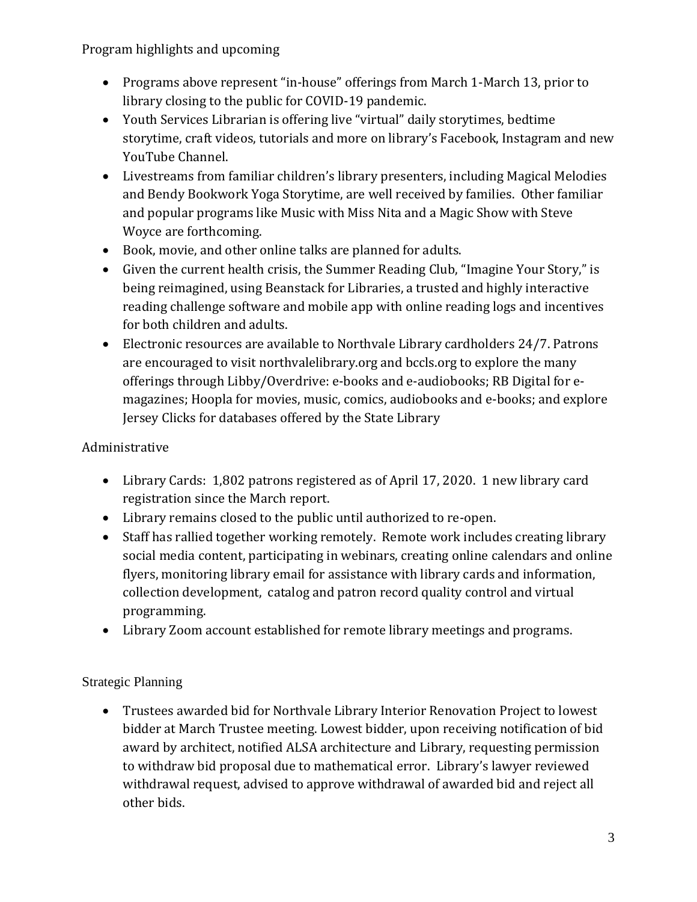## Program highlights and upcoming

- Programs above represent “in-house” offerings from March 1-March 13, prior to library closing to the public for COVID-19 pandemic.
- Youth Services Librarian is offering live “virtual” daily storytimes, bedtime storytime, craft videos, tutorials and more on library’s Facebook, Instagram and new YouTube Channel.
- Livestreams from familiar children’s library presenters, including Magical Melodies and Bendy Bookwork Yoga Storytime, are well received by families. Other familiar and popular programs like Music with Miss Nita and a Magic Show with Steve Woyce are forthcoming.
- Book, movie, and other online talks are planned for adults.
- Given the current health crisis, the Summer Reading Club, “Imagine Your Story,” is being reimagined, using Beanstack for Libraries, a trusted and highly interactive reading challenge software and mobile app with online reading logs and incentives for both children and adults.
- Electronic resources are available to Northvale Library cardholders 24/7. Patrons are encouraged to visit northvalelibrary.org and bccls.org to explore the many offerings through Libby/Overdrive: e-books and e-audiobooks; RB Digital for e-magazines; Hoopla for movies, music, comics, audiobooks and e-books; and explore Jersey Clicks for databases offered by the State Library

## Administrative

- Library Cards: 1,802 patrons registered as of April 17, 2020. 1 new library card registration since the March report.
- Library remains closed to the public until authorized to re-open.
- Staff has rallied together working remotely. Remote work includes creating library social media content, participating in webinars, creating online calendars and online flyers, monitoring library email for assistance with library cards and information, collection development, catalog and patron record quality control and virtual programming.
- Library Zoom account established for remote library meetings and programs.

## Strategic Planning

- Trustees awarded bid for Northvale Library Interior Renovation Project to lowest bidder at March Trustee meeting. Lowest bidder, upon receiving notification of bid award by architect, notified ALSA architecture and Library, requesting permission to withdraw bid proposal due to mathematical error. Library’s lawyer reviewed withdrawal request, advised to approve withdrawal of awarded bid and reject all other bids.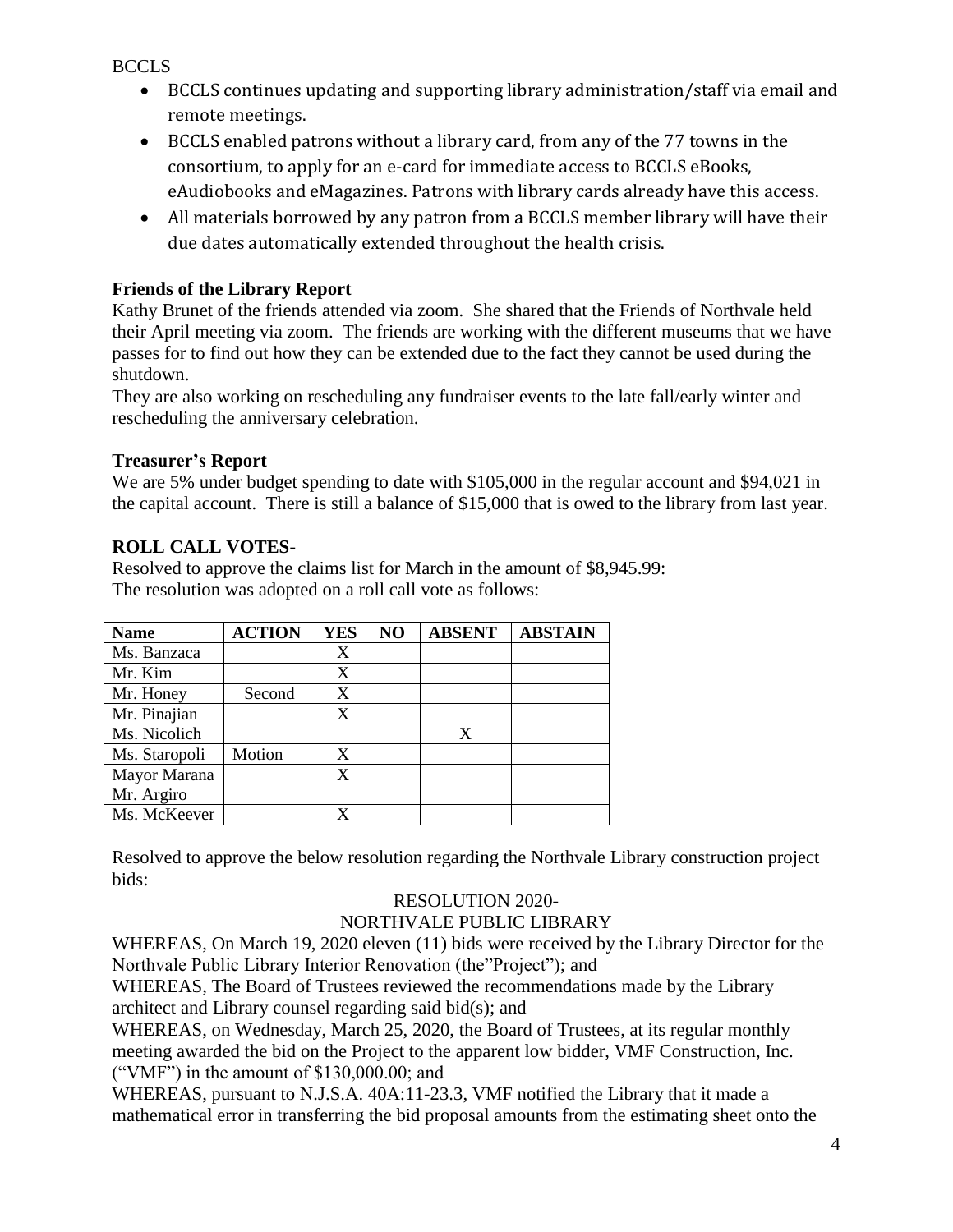BCCLS

- BCCLS continues updating and supporting library administration/staff via email and remote meetings.
- BCCLS enabled patrons without a library card, from any of the 77 towns in the consortium, to apply for an e-card for immediate access to BCCLS eBooks, eAudiobooks and eMagazines. Patrons with library cards already have this access.
- All materials borrowed by any patron from a BCCLS member library will have their due dates automatically extended throughout the health crisis.

**Friends of the Library Report**

Kathy Brunet of the friends attended via zoom. She shared that the Friends of Northvale held their April meeting via zoom. The friends are working with the different museums that we have passes for to find out how they can be extended due to the fact they cannot be used during the shutdown.

They are also working on rescheduling any fundraiser events to the late fall/early winter and rescheduling the anniversary celebration.

**Treasurer's Report**

We are 5% under budget spending to date with $105,000 in the regular account and $94,021 in the capital account. There is still a balance of $15,000 that is owed to the library from last year.

**ROLL CALL VOTES-**

Resolved to approve the claims list for March in the amount of $8,945.99:
The resolution was adopted on a roll call vote as follows:

| Name | ACTION | YES | NO | ABSENT | ABSTAIN |
|---|---|---|---|---|---|
| Ms. Banzaca | | X | | | |
| Mr. Kim | | X | | | |
| Mr. Honey | Second | X | | | |
| Mr. Pinajian | | X | | | |
| Ms. Nicolich | | | | X | |
| Ms. Staropoli | Motion | X | | | |
| Mayor Marana | | X | | | |
| Mr. Argiro | | | | | |
| Ms. McKeever | | X | | | |

Resolved to approve the below resolution regarding the Northvale Library construction project bids:

RESOLUTION 2020-
NORTHVALE PUBLIC LIBRARY

WHEREAS, On March 19, 2020 eleven (11) bids were received by the Library Director for the Northvale Public Library Interior Renovation (the"Project"); and

WHEREAS, The Board of Trustees reviewed the recommendations made by the Library architect and Library counsel regarding said bid(s); and

WHEREAS, on Wednesday, March 25, 2020, the Board of Trustees, at its regular monthly meeting awarded the bid on the Project to the apparent low bidder, VMF Construction, Inc. ("VMF") in the amount of $130,000.00; and

WHEREAS, pursuant to N.J.S.A. 40A:11-23.3, VMF notified the Library that it made a mathematical error in transferring the bid proposal amounts from the estimating sheet onto the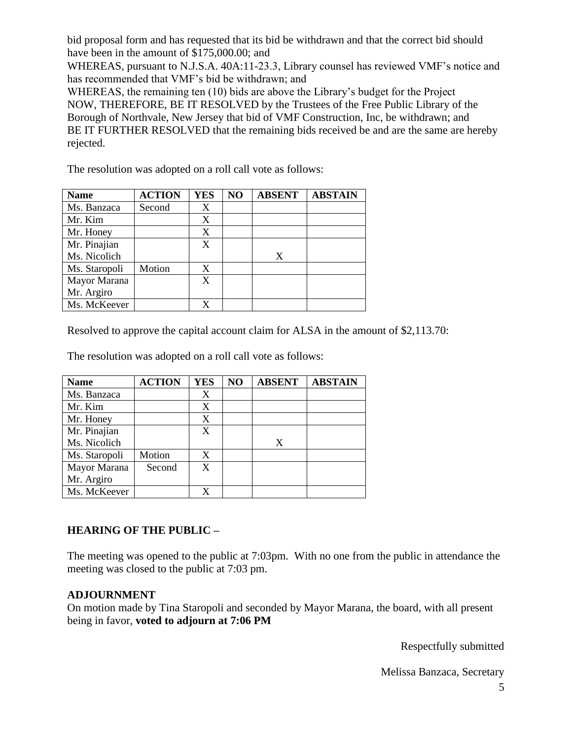bid proposal form and has requested that its bid be withdrawn and that the correct bid should have been in the amount of $175,000.00; and

WHEREAS, pursuant to N.J.S.A. 40A:11-23.3, Library counsel has reviewed VMF's notice and has recommended that VMF's bid be withdrawn; and

WHEREAS, the remaining ten (10) bids are above the Library's budget for the Project

NOW, THEREFORE, BE IT RESOLVED by the Trustees of the Free Public Library of the Borough of Northvale, New Jersey that bid of VMF Construction, Inc, be withdrawn; and

BE IT FURTHER RESOLVED that the remaining bids received be and are the same are hereby rejected.

The resolution was adopted on a roll call vote as follows:

| Name | ACTION | YES | NO | ABSENT | ABSTAIN |
|---|---|---|---|---|---|
| Ms. Banzaca | Second | X | | | |
| Mr. Kim | | X | | | |
| Mr. Honey | | X | | | |
| Mr. Pinajian | | X | | | |
| Ms. Nicolich | | | | X | |
| Ms. Staropoli | Motion | X | | | |
| Mayor Marana | | X | | | |
| Mr. Argiro | | | | | |
| Ms. McKeever | | X | | | |

Resolved to approve the capital account claim for ALSA in the amount of $2,113.70:

The resolution was adopted on a roll call vote as follows:

| Name | ACTION | YES | NO | ABSENT | ABSTAIN |
|---|---|---|---|---|---|
| Ms. Banzaca | | X | | | |
| Mr. Kim | | X | | | |
| Mr. Honey | | X | | | |
| Mr. Pinajian | | X | | | |
| Ms. Nicolich | | | | X | |
| Ms. Staropoli | Motion | X | | | |
| Mayor Marana | Second | X | | | |
| Mr. Argiro | | | | | |
| Ms. McKeever | | X | | | |

**HEARING OF THE PUBLIC –**

The meeting was opened to the public at 7:03pm. With no one from the public in attendance the meeting was closed to the public at 7:03 pm.

**ADJOURNMENT**

On motion made by Tina Staropoli and seconded by Mayor Marana, the board, with all present being in favor, **voted to adjourn at 7:06 PM**

Respectfully submitted

Melissa Banzaca, Secretary